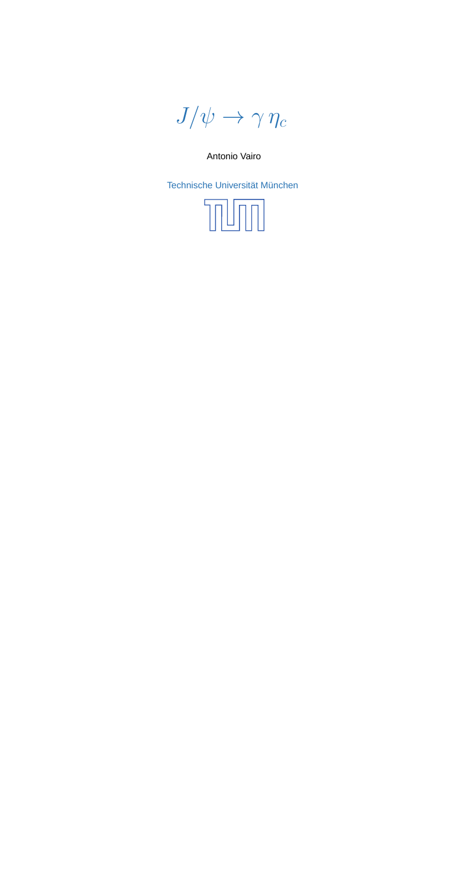# $J/\psi \to \gamma\,\eta_c$

Antonio Vairo

Technische Universität München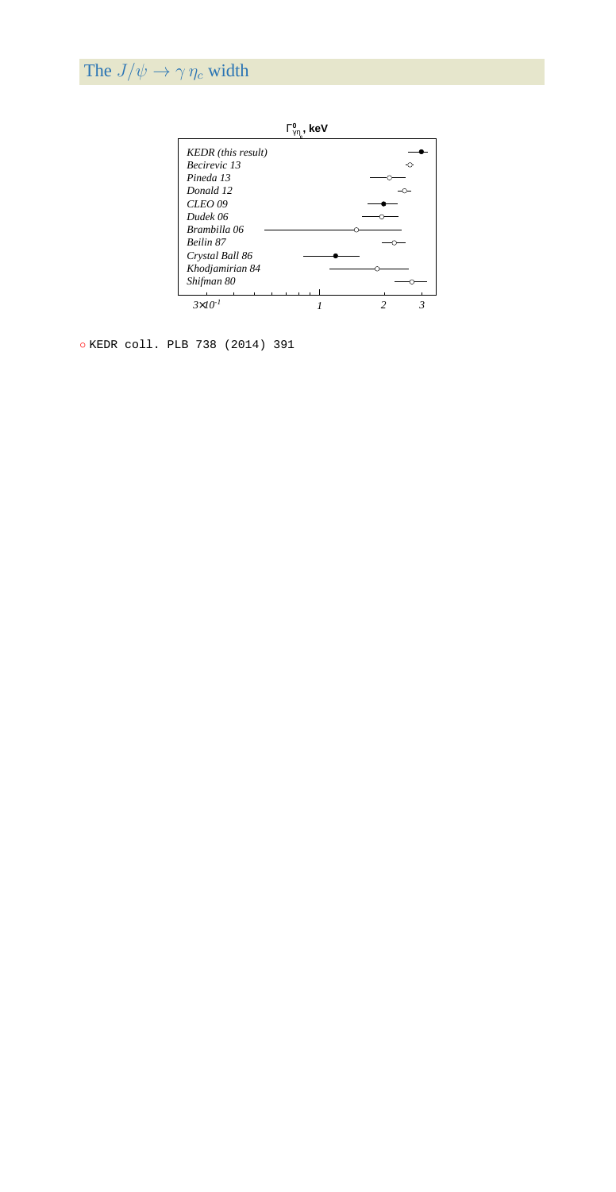# The $J/\psi \to \gamma\, \eta_c$ width

$\Gamma^0_{\gamma\eta_c}$, keV

*KEDR (this result)*
*Becirevic 13*
*Pineda 13*
*Donald 12*
*CLEO 09*
*Dudek 06*
*Brambilla 06*
*Beilin 87*
*Crystal Ball 86*
*Khodjamirian 84*
*Shifman 80*

$3\times10^{-1}$ 1 2 3

- KEDR coll. PLB 738 (2014) 391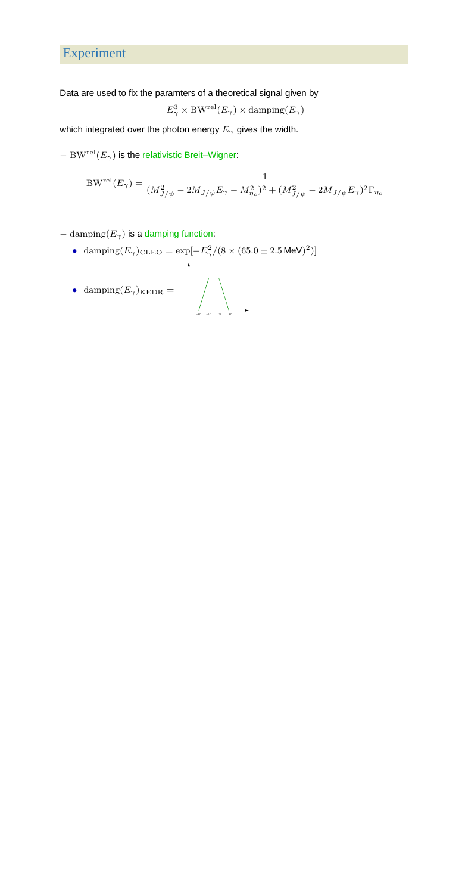# Experiment

Data are used to fix the paramters of a theoretical signal given by

$$E_\gamma^3 \times \mathrm{BW}^{\mathrm{rel}}(E_\gamma) \times \mathrm{damping}(E_\gamma)$$

which integrated over the photon energy $E_\gamma$ gives the width.

– $\mathrm{BW}^{\mathrm{rel}}(E_\gamma)$ is the relativistic Breit–Wigner:

$$\mathrm{BW}^{\mathrm{rel}}(E_\gamma) = \frac{1}{(M_{J/\psi}^2 - 2M_{J/\psi}E_\gamma - M_{\eta_c}^2)^2 + (M_{J/\psi}^2 - 2M_{J/\psi}E_\gamma)^2\Gamma_{\eta_c}}$$

– $\mathrm{damping}(E_\gamma)$ is a damping function:

- $\mathrm{damping}(E_\gamma)_{\mathrm{CLEO}} = \exp[-E_\gamma^2/(8 \times (65.0 \pm 2.5\,\mathrm{MeV})^2)]$
- $\mathrm{damping}(E_\gamma)_{\mathrm{KEDR}} =$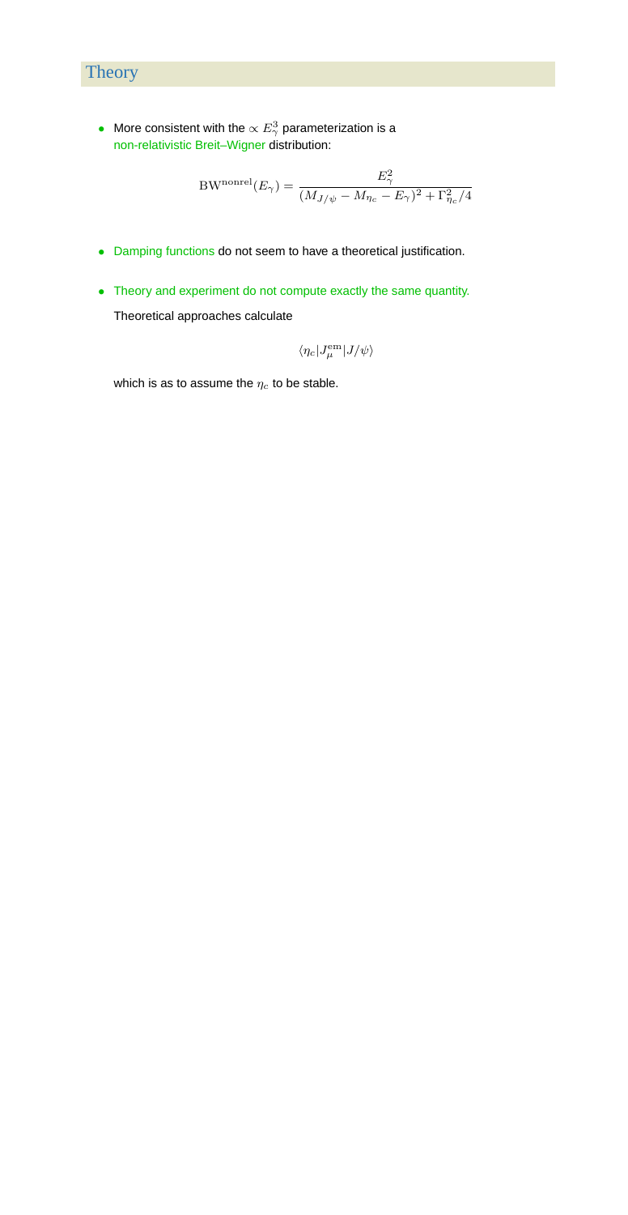# Theory

- More consistent with the $\propto E_\gamma^3$ parameterization is a non-relativistic Breit–Wigner distribution:

$$\mathrm{BW}^{\mathrm{nonrel}}(E_\gamma) = \frac{E_\gamma^2}{(M_{J/\psi} - M_{\eta_c} - E_\gamma)^2 + \Gamma_{\eta_c}^2/4}$$

- Damping functions do not seem to have a theoretical justification.

- Theory and experiment do not compute exactly the same quantity.

  Theoretical approaches calculate

$$\langle \eta_c | J_\mu^{\mathrm{em}} | J/\psi \rangle$$

  which is as to assume the $\eta_c$ to be stable.